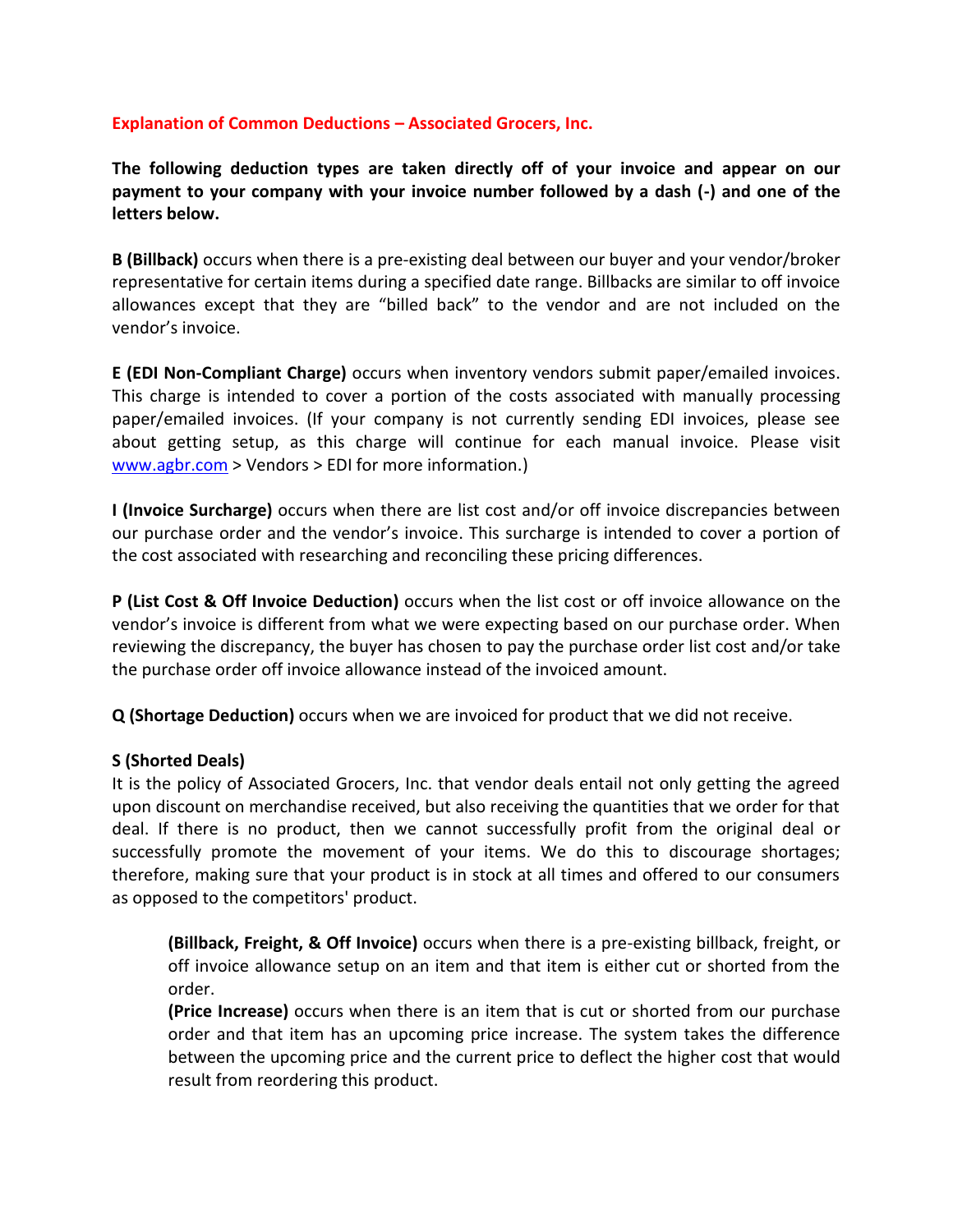## Explanation of Common Deductions – Associated Grocers, Inc.

**The following deduction types are taken directly off of your invoice and appear on our payment to your company with your invoice number followed by a dash (-) and one of the letters below.**

**B (Billback)** occurs when there is a pre-existing deal between our buyer and your vendor/broker representative for certain items during a specified date range. Billbacks are similar to off invoice allowances except that they are "billed back" to the vendor and are not included on the vendor's invoice.

**E (EDI Non-Compliant Charge)** occurs when inventory vendors submit paper/emailed invoices. This charge is intended to cover a portion of the costs associated with manually processing paper/emailed invoices. (If your company is not currently sending EDI invoices, please see about getting setup, as this charge will continue for each manual invoice. Please visit www.agbr.com > Vendors > EDI for more information.)

**I (Invoice Surcharge)** occurs when there are list cost and/or off invoice discrepancies between our purchase order and the vendor's invoice. This surcharge is intended to cover a portion of the cost associated with researching and reconciling these pricing differences.

**P (List Cost & Off Invoice Deduction)** occurs when the list cost or off invoice allowance on the vendor's invoice is different from what we were expecting based on our purchase order. When reviewing the discrepancy, the buyer has chosen to pay the purchase order list cost and/or take the purchase order off invoice allowance instead of the invoiced amount.

**Q (Shortage Deduction)** occurs when we are invoiced for product that we did not receive.

**S (Shorted Deals)**
It is the policy of Associated Grocers, Inc. that vendor deals entail not only getting the agreed upon discount on merchandise received, but also receiving the quantities that we order for that deal. If there is no product, then we cannot successfully profit from the original deal or successfully promote the movement of your items. We do this to discourage shortages; therefore, making sure that your product is in stock at all times and offered to our consumers as opposed to the competitors' product.

> **(Billback, Freight, & Off Invoice)** occurs when there is a pre-existing billback, freight, or off invoice allowance setup on an item and that item is either cut or shorted from the order.
>
> **(Price Increase)** occurs when there is an item that is cut or shorted from our purchase order and that item has an upcoming price increase. The system takes the difference between the upcoming price and the current price to deflect the higher cost that would result from reordering this product.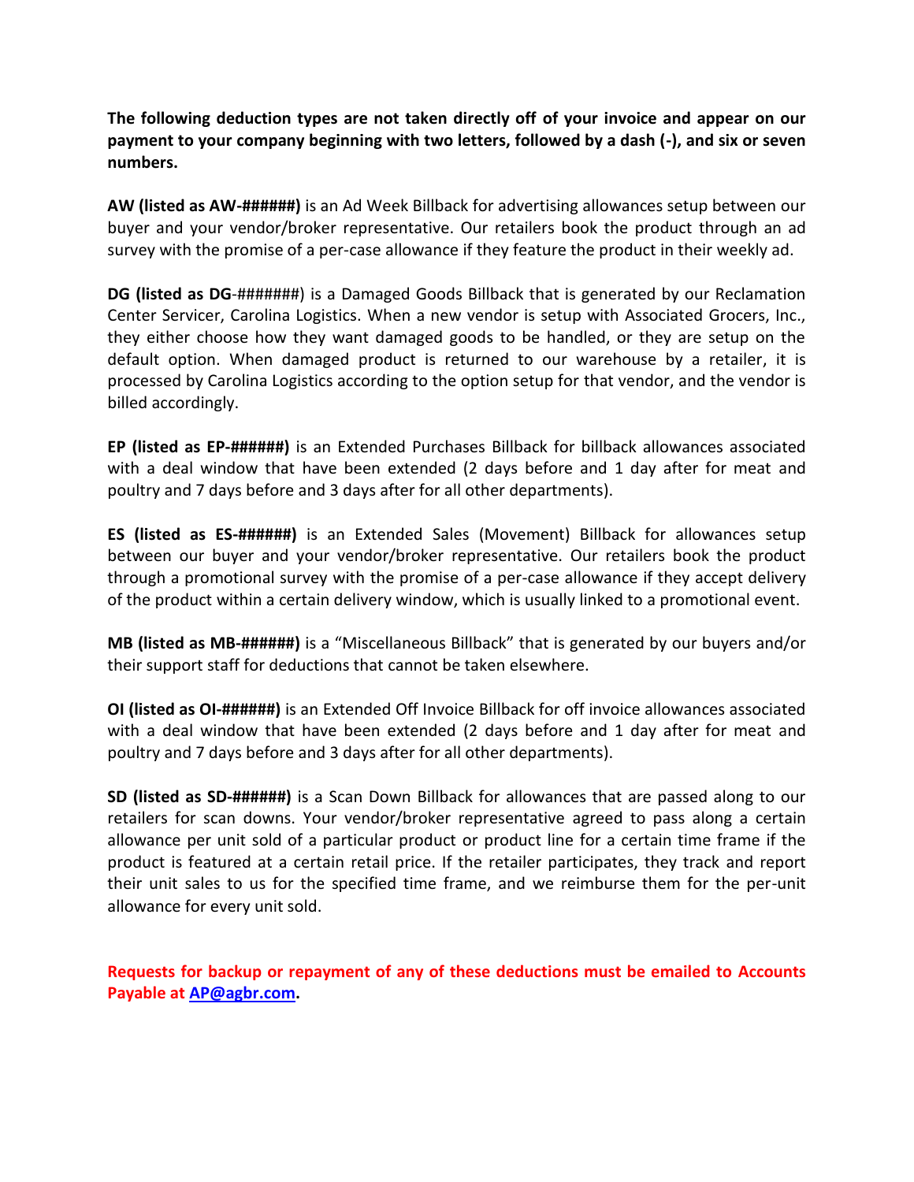**The following deduction types are not taken directly off of your invoice and appear on our payment to your company beginning with two letters, followed by a dash (-), and six or seven numbers.**

**AW (listed as AW-######)** is an Ad Week Billback for advertising allowances setup between our buyer and your vendor/broker representative. Our retailers book the product through an ad survey with the promise of a per-case allowance if they feature the product in their weekly ad.

**DG (listed as DG**-#######) is a Damaged Goods Billback that is generated by our Reclamation Center Servicer, Carolina Logistics. When a new vendor is setup with Associated Grocers, Inc., they either choose how they want damaged goods to be handled, or they are setup on the default option. When damaged product is returned to our warehouse by a retailer, it is processed by Carolina Logistics according to the option setup for that vendor, and the vendor is billed accordingly.

**EP (listed as EP-######)** is an Extended Purchases Billback for billback allowances associated with a deal window that have been extended (2 days before and 1 day after for meat and poultry and 7 days before and 3 days after for all other departments).

**ES (listed as ES-######)** is an Extended Sales (Movement) Billback for allowances setup between our buyer and your vendor/broker representative. Our retailers book the product through a promotional survey with the promise of a per-case allowance if they accept delivery of the product within a certain delivery window, which is usually linked to a promotional event.

**MB (listed as MB-######)** is a "Miscellaneous Billback" that is generated by our buyers and/or their support staff for deductions that cannot be taken elsewhere.

**OI (listed as OI-######)** is an Extended Off Invoice Billback for off invoice allowances associated with a deal window that have been extended (2 days before and 1 day after for meat and poultry and 7 days before and 3 days after for all other departments).

**SD (listed as SD-######)** is a Scan Down Billback for allowances that are passed along to our retailers for scan downs. Your vendor/broker representative agreed to pass along a certain allowance per unit sold of a particular product or product line for a certain time frame if the product is featured at a certain retail price. If the retailer participates, they track and report their unit sales to us for the specified time frame, and we reimburse them for the per-unit allowance for every unit sold.

**Requests for backup or repayment of any of these deductions must be emailed to Accounts Payable at AP@agbr.com.**